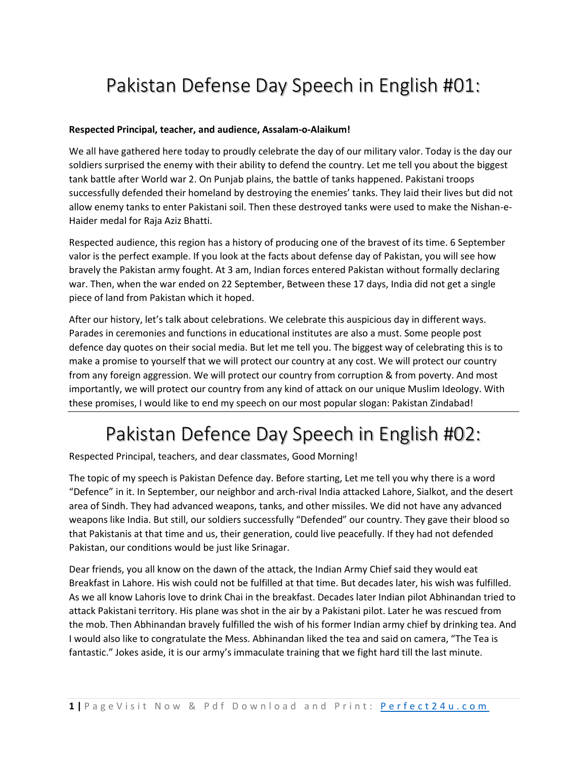# Pakistan Defense Day Speech in English #01:

**Respected Principal, teacher, and audience, Assalam-o-Alaikum!**

We all have gathered here today to proudly celebrate the day of our military valor. Today is the day our soldiers surprised the enemy with their ability to defend the country. Let me tell you about the biggest tank battle after World war 2. On Punjab plains, the battle of tanks happened. Pakistani troops successfully defended their homeland by destroying the enemies' tanks. They laid their lives but did not allow enemy tanks to enter Pakistani soil. Then these destroyed tanks were used to make the Nishan-e-Haider medal for Raja Aziz Bhatti.

Respected audience, this region has a history of producing one of the bravest of its time. 6 September valor is the perfect example. If you look at the facts about defense day of Pakistan, you will see how bravely the Pakistan army fought. At 3 am, Indian forces entered Pakistan without formally declaring war. Then, when the war ended on 22 September, Between these 17 days, India did not get a single piece of land from Pakistan which it hoped.

After our history, let's talk about celebrations. We celebrate this auspicious day in different ways. Parades in ceremonies and functions in educational institutes are also a must. Some people post defence day quotes on their social media. But let me tell you. The biggest way of celebrating this is to make a promise to yourself that we will protect our country at any cost. We will protect our country from any foreign aggression. We will protect our country from corruption & from poverty. And most importantly, we will protect our country from any kind of attack on our unique Muslim Ideology. With these promises, I would like to end my speech on our most popular slogan: Pakistan Zindabad!

---

# Pakistan Defence Day Speech in English #02:

Respected Principal, teachers, and dear classmates, Good Morning!

The topic of my speech is Pakistan Defence day. Before starting, Let me tell you why there is a word "Defence" in it. In September, our neighbor and arch-rival India attacked Lahore, Sialkot, and the desert area of Sindh. They had advanced weapons, tanks, and other missiles. We did not have any advanced weapons like India. But still, our soldiers successfully "Defended" our country. They gave their blood so that Pakistanis at that time and us, their generation, could live peacefully. If they had not defended Pakistan, our conditions would be just like Srinagar.

Dear friends, you all know on the dawn of the attack, the Indian Army Chief said they would eat Breakfast in Lahore. His wish could not be fulfilled at that time. But decades later, his wish was fulfilled. As we all know Lahoris love to drink Chai in the breakfast. Decades later Indian pilot Abhinandan tried to attack Pakistani territory. His plane was shot in the air by a Pakistani pilot. Later he was rescued from the mob. Then Abhinandan bravely fulfilled the wish of his former Indian army chief by drinking tea. And I would also like to congratulate the Mess. Abhinandan liked the tea and said on camera, "The Tea is fantastic." Jokes aside, it is our army's immaculate training that we fight hard till the last minute.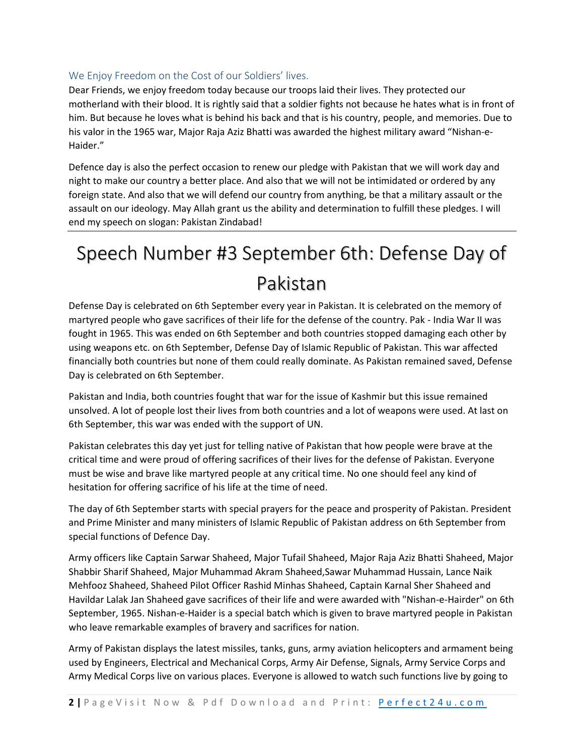### We Enjoy Freedom on the Cost of our Soldiers' lives.

Dear Friends, we enjoy freedom today because our troops laid their lives. They protected our motherland with their blood. It is rightly said that a soldier fights not because he hates what is in front of him. But because he loves what is behind his back and that is his country, people, and memories. Due to his valor in the 1965 war, Major Raja Aziz Bhatti was awarded the highest military award "Nishan-e-Haider."

Defence day is also the perfect occasion to renew our pledge with Pakistan that we will work day and night to make our country a better place. And also that we will not be intimidated or ordered by any foreign state. And also that we will defend our country from anything, be that a military assault or the assault on our ideology. May Allah grant us the ability and determination to fulfill these pledges. I will end my speech on slogan: Pakistan Zindabad!

---

# Speech Number #3 September 6th: Defense Day of Pakistan

Defense Day is celebrated on 6th September every year in Pakistan. It is celebrated on the memory of martyred people who gave sacrifices of their life for the defense of the country. Pak - India War II was fought in 1965. This was ended on 6th September and both countries stopped damaging each other by using weapons etc. on 6th September, Defense Day of Islamic Republic of Pakistan. This war affected financially both countries but none of them could really dominate. As Pakistan remained saved, Defense Day is celebrated on 6th September.

Pakistan and India, both countries fought that war for the issue of Kashmir but this issue remained unsolved. A lot of people lost their lives from both countries and a lot of weapons were used. At last on 6th September, this war was ended with the support of UN.

Pakistan celebrates this day yet just for telling native of Pakistan that how people were brave at the critical time and were proud of offering sacrifices of their lives for the defense of Pakistan. Everyone must be wise and brave like martyred people at any critical time. No one should feel any kind of hesitation for offering sacrifice of his life at the time of need.

The day of 6th September starts with special prayers for the peace and prosperity of Pakistan. President and Prime Minister and many ministers of Islamic Republic of Pakistan address on 6th September from special functions of Defence Day.

Army officers like Captain Sarwar Shaheed, Major Tufail Shaheed, Major Raja Aziz Bhatti Shaheed, Major Shabbir Sharif Shaheed, Major Muhammad Akram Shaheed,Sawar Muhammad Hussain, Lance Naik Mehfooz Shaheed, Shaheed Pilot Officer Rashid Minhas Shaheed, Captain Karnal Sher Shaheed and Havildar Lalak Jan Shaheed gave sacrifices of their life and were awarded with "Nishan-e-Hairder" on 6th September, 1965. Nishan-e-Haider is a special batch which is given to brave martyred people in Pakistan who leave remarkable examples of bravery and sacrifices for nation.

Army of Pakistan displays the latest missiles, tanks, guns, army aviation helicopters and armament being used by Engineers, Electrical and Mechanical Corps, Army Air Defense, Signals, Army Service Corps and Army Medical Corps live on various places. Everyone is allowed to watch such functions live by going to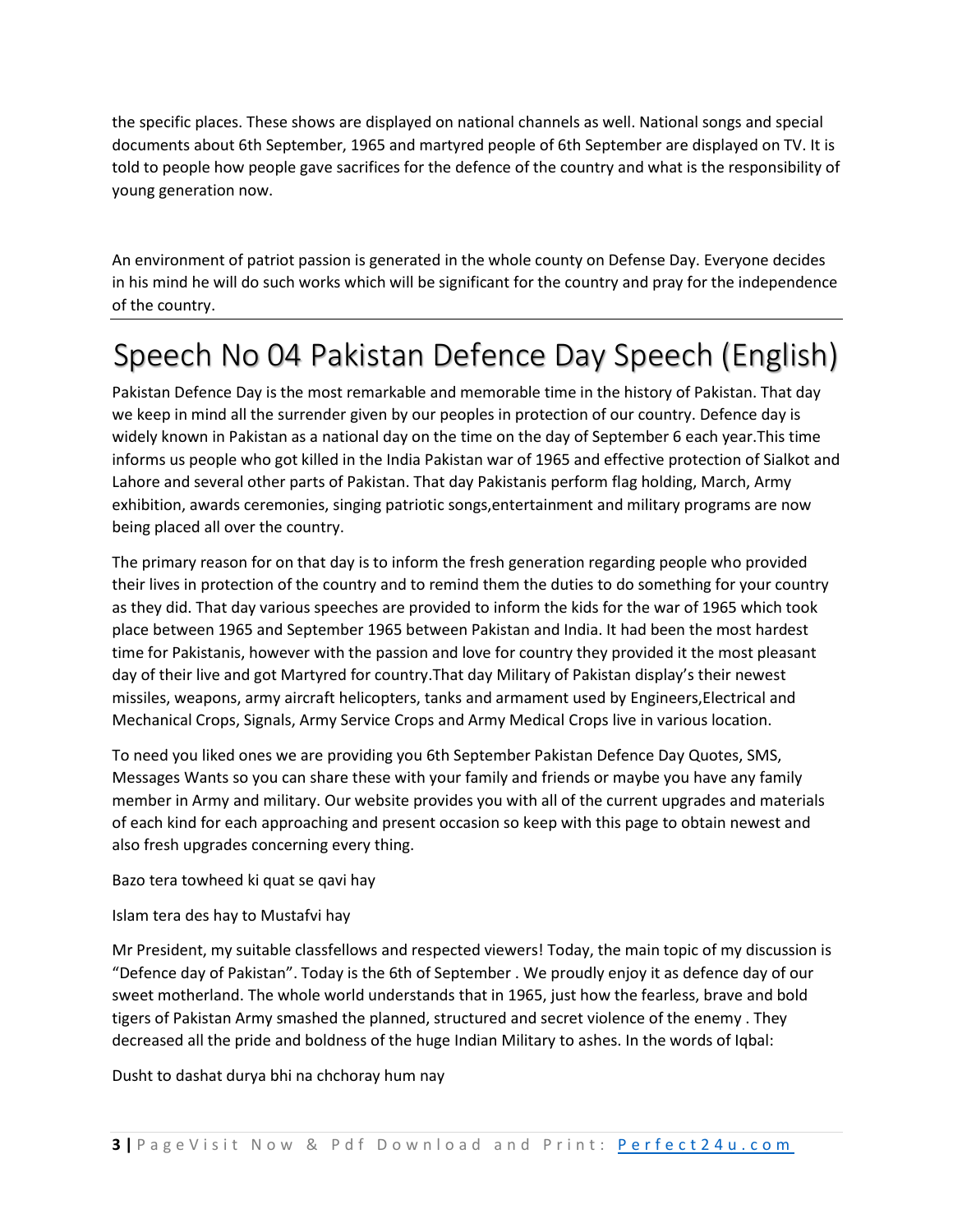the specific places. These shows are displayed on national channels as well. National songs and special documents about 6th September, 1965 and martyred people of 6th September are displayed on TV. It is told to people how people gave sacrifices for the defence of the country and what is the responsibility of young generation now.

An environment of patriot passion is generated in the whole county on Defense Day. Everyone decides in his mind he will do such works which will be significant for the country and pray for the independence of the country.

---

# Speech No 04 Pakistan Defence Day Speech (English)

Pakistan Defence Day is the most remarkable and memorable time in the history of Pakistan. That day we keep in mind all the surrender given by our peoples in protection of our country. Defence day is widely known in Pakistan as a national day on the time on the day of September 6 each year.This time informs us people who got killed in the India Pakistan war of 1965 and effective protection of Sialkot and Lahore and several other parts of Pakistan. That day Pakistanis perform flag holding, March, Army exhibition, awards ceremonies, singing patriotic songs,entertainment and military programs are now being placed all over the country.

The primary reason for on that day is to inform the fresh generation regarding people who provided their lives in protection of the country and to remind them the duties to do something for your country as they did. That day various speeches are provided to inform the kids for the war of 1965 which took place between 1965 and September 1965 between Pakistan and India. It had been the most hardest time for Pakistanis, however with the passion and love for country they provided it the most pleasant day of their live and got Martyred for country.That day Military of Pakistan display's their newest missiles, weapons, army aircraft helicopters, tanks and armament used by Engineers,Electrical and Mechanical Crops, Signals, Army Service Crops and Army Medical Crops live in various location.

To need you liked ones we are providing you 6th September Pakistan Defence Day Quotes, SMS, Messages Wants so you can share these with your family and friends or maybe you have any family member in Army and military. Our website provides you with all of the current upgrades and materials of each kind for each approaching and present occasion so keep with this page to obtain newest and also fresh upgrades concerning every thing.

Bazo tera towheed ki quat se qavi hay

Islam tera des hay to Mustafvi hay

Mr President, my suitable classfellows and respected viewers! Today, the main topic of my discussion is "Defence day of Pakistan". Today is the 6th of September . We proudly enjoy it as defence day of our sweet motherland. The whole world understands that in 1965, just how the fearless, brave and bold tigers of Pakistan Army smashed the planned, structured and secret violence of the enemy . They decreased all the pride and boldness of the huge Indian Military to ashes. In the words of Iqbal:

Dusht to dashat durya bhi na chchoray hum nay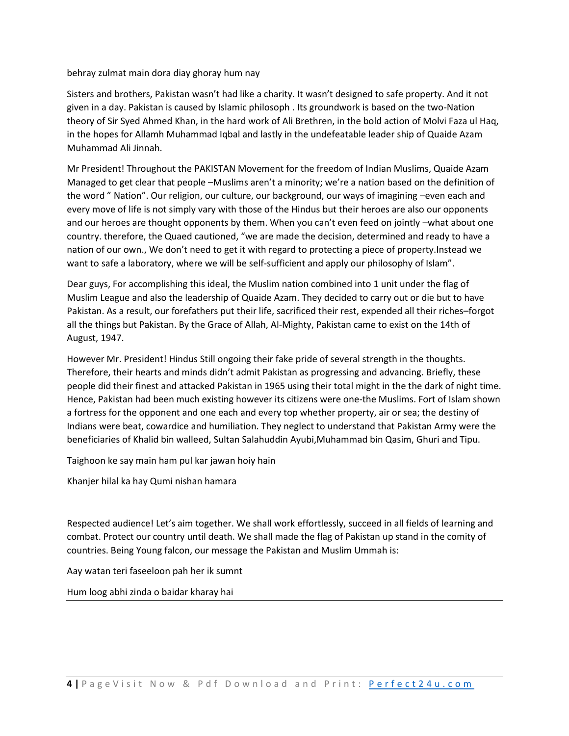behray zulmat main dora diay ghoray hum nay

Sisters and brothers, Pakistan wasn't had like a charity. It wasn't designed to safe property. And it not given in a day. Pakistan is caused by Islamic philosoph . Its groundwork is based on the two-Nation theory of Sir Syed Ahmed Khan, in the hard work of Ali Brethren, in the bold action of Molvi Faza ul Haq, in the hopes for Allamh Muhammad Iqbal and lastly in the undefeatable leader ship of Quaide Azam Muhammad Ali Jinnah.

Mr President! Throughout the PAKISTAN Movement for the freedom of Indian Muslims, Quaide Azam Managed to get clear that people –Muslims aren't a minority; we're a nation based on the definition of the word " Nation". Our religion, our culture, our background, our ways of imagining –even each and every move of life is not simply vary with those of the Hindus but their heroes are also our opponents and our heroes are thought opponents by them. When you can't even feed on jointly –what about one country. therefore, the Quaed cautioned, "we are made the decision, determined and ready to have a nation of our own., We don't need to get it with regard to protecting a piece of property.Instead we want to safe a laboratory, where we will be self-sufficient and apply our philosophy of Islam".

Dear guys, For accomplishing this ideal, the Muslim nation combined into 1 unit under the flag of Muslim League and also the leadership of Quaide Azam. They decided to carry out or die but to have Pakistan. As a result, our forefathers put their life, sacrificed their rest, expended all their riches–forgot all the things but Pakistan. By the Grace of Allah, Al-Mighty, Pakistan came to exist on the 14th of August, 1947.

However Mr. President! Hindus Still ongoing their fake pride of several strength in the thoughts. Therefore, their hearts and minds didn't admit Pakistan as progressing and advancing. Briefly, these people did their finest and attacked Pakistan in 1965 using their total might in the the dark of night time. Hence, Pakistan had been much existing however its citizens were one-the Muslims. Fort of Islam shown a fortress for the opponent and one each and every top whether property, air or sea; the destiny of Indians were beat, cowardice and humiliation. They neglect to understand that Pakistan Army were the beneficiaries of Khalid bin walleed, Sultan Salahuddin Ayubi,Muhammad bin Qasim, Ghuri and Tipu.

Taighoon ke say main ham pul kar jawan hoiy hain

Khanjer hilal ka hay Qumi nishan hamara

Respected audience! Let's aim together. We shall work effortlessly, succeed in all fields of learning and combat. Protect our country until death. We shall made the flag of Pakistan up stand in the comity of countries. Being Young falcon, our message the Pakistan and Muslim Ummah is:

Aay watan teri faseeloon pah her ik sumnt

Hum loog abhi zinda o baidar kharay hai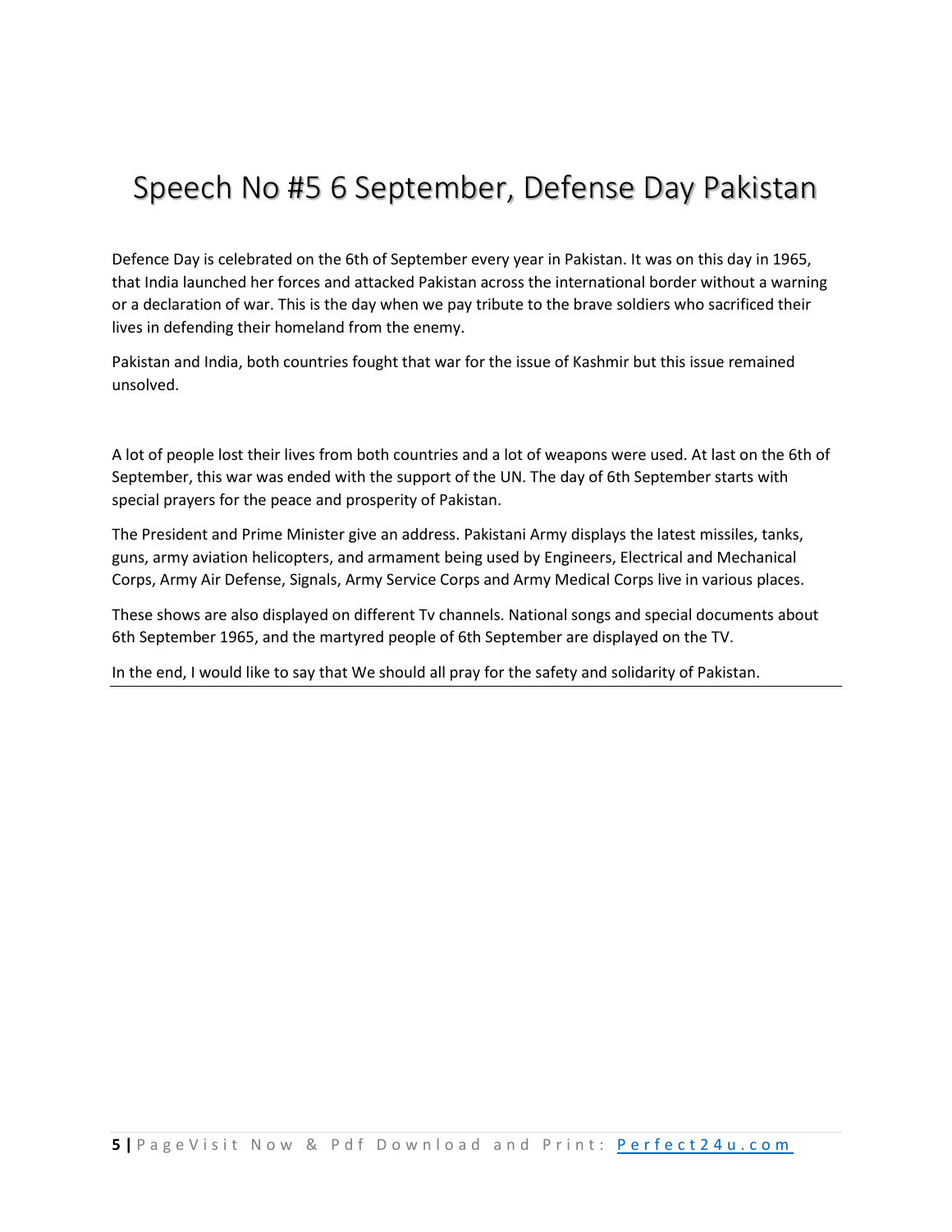# Speech No #5 6 September, Defense Day Pakistan

Defence Day is celebrated on the 6th of September every year in Pakistan. It was on this day in 1965, that India launched her forces and attacked Pakistan across the international border without a warning or a declaration of war. This is the day when we pay tribute to the brave soldiers who sacrificed their lives in defending their homeland from the enemy.

Pakistan and India, both countries fought that war for the issue of Kashmir but this issue remained unsolved.

A lot of people lost their lives from both countries and a lot of weapons were used. At last on the 6th of September, this war was ended with the support of the UN. The day of 6th September starts with special prayers for the peace and prosperity of Pakistan.

The President and Prime Minister give an address. Pakistani Army displays the latest missiles, tanks, guns, army aviation helicopters, and armament being used by Engineers, Electrical and Mechanical Corps, Army Air Defense, Signals, Army Service Corps and Army Medical Corps live in various places.

These shows are also displayed on different Tv channels. National songs and special documents about 6th September 1965, and the martyred people of 6th September are displayed on the TV.

In the end, I would like to say that We should all pray for the safety and solidarity of Pakistan.